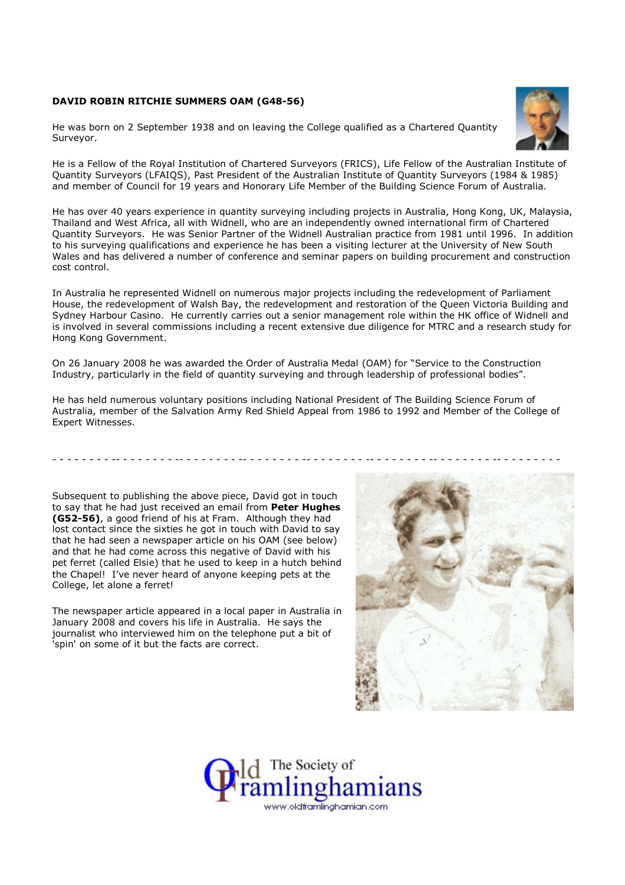**DAVID ROBIN RITCHIE SUMMERS OAM (G48-56)**

He was born on 2 September 1938 and on leaving the College qualified as a Chartered Quantity Surveyor.

He is a Fellow of the Royal Institution of Chartered Surveyors (FRICS), Life Fellow of the Australian Institute of Quantity Surveyors (LFAIQS), Past President of the Australian Institute of Quantity Surveyors (1984 & 1985) and member of Council for 19 years and Honorary Life Member of the Building Science Forum of Australia.

He has over 40 years experience in quantity surveying including projects in Australia, Hong Kong, UK, Malaysia, Thailand and West Africa, all with Widnell, who are an independently owned international firm of Chartered Quantity Surveyors. He was Senior Partner of the Widnell Australian practice from 1981 until 1996. In addition to his surveying qualifications and experience he has been a visiting lecturer at the University of New South Wales and has delivered a number of conference and seminar papers on building procurement and construction cost control.

In Australia he represented Widnell on numerous major projects including the redevelopment of Parliament House, the redevelopment of Walsh Bay, the redevelopment and restoration of the Queen Victoria Building and Sydney Harbour Casino. He currently carries out a senior management role within the HK office of Widnell and is involved in several commissions including a recent extensive due diligence for MTRC and a research study for Hong Kong Government.

On 26 January 2008 he was awarded the Order of Australia Medal (OAM) for "Service to the Construction Industry, particularly in the field of quantity surveying and through leadership of professional bodies".

He has held numerous voluntary positions including National President of The Building Science Forum of Australia, member of the Salvation Army Red Shield Appeal from 1986 to 1992 and Member of the College of Expert Witnesses.

---

Subsequent to publishing the above piece, David got in touch to say that he had just received an email from **Peter Hughes (G52-56)**, a good friend of his at Fram. Although they had lost contact since the sixties he got in touch with David to say that he had seen a newspaper article on his OAM (see below) and that he had come across this negative of David with his pet ferret (called Elsie) that he used to keep in a hutch behind the Chapel! I've never heard of anyone keeping pets at the College, let alone a ferret!

The newspaper article appeared in a local paper in Australia in January 2008 and covers his life in Australia. He says the journalist who interviewed him on the telephone put a bit of 'spin' on some of it but the facts are correct.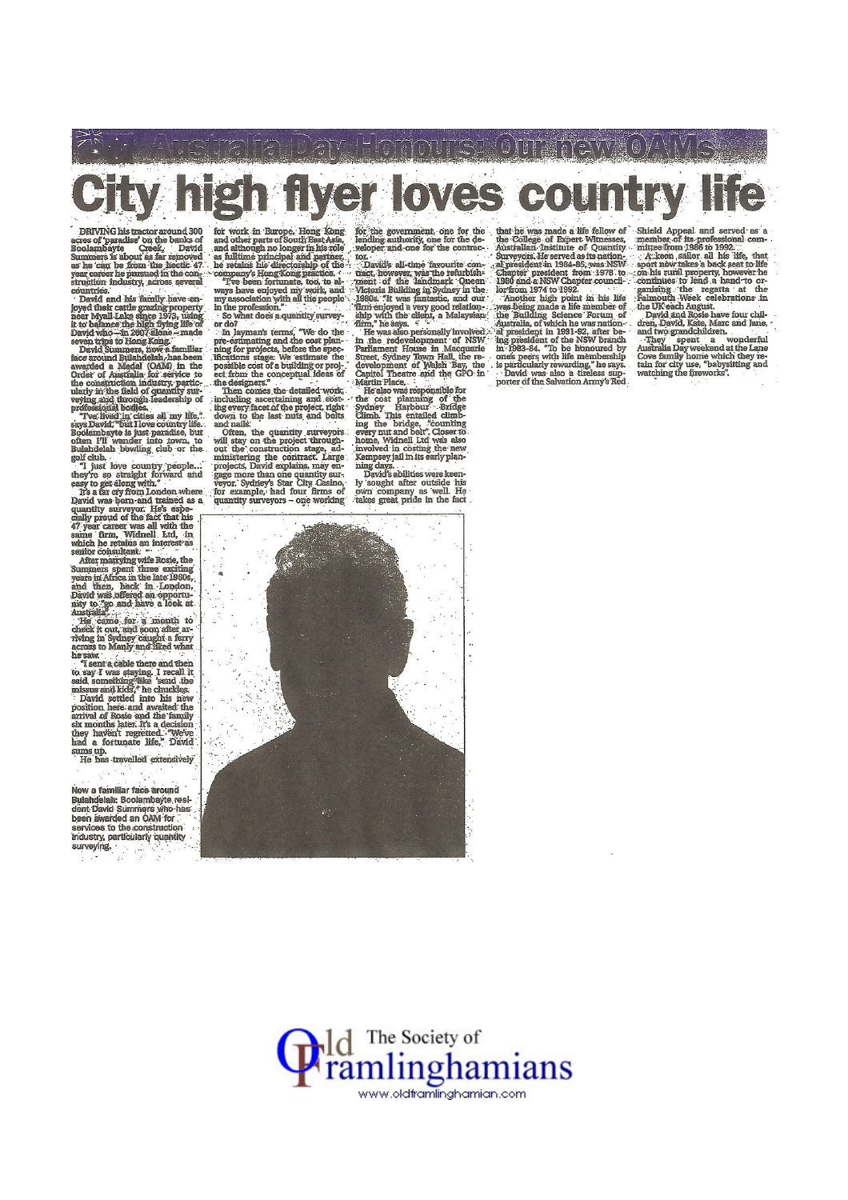# Australia Day Honours: Our new OAMs

# City high flyer loves country life

DRIVING his tractor around 300 acres of 'paradise' on the banks of Boolambayte Creek, David Summers is about as far removed as he can be from the hectic 47 year career he pursued in the construction industry, across several countries.

David and his family have enjoyed their cattle grazing property near Myall Lake since 1973, using it to balance the high flying life of David who – in 2007 alone – made seven trips to Hong Kong.

David Summers, now a familiar face around Bulahdelah, has been awarded a Medal (OAM) in the Order of Australia for service to the construction industry, particularly in the field of quantity surveying and through leadership of professional bodies.

"I've lived in cities all my life," says David, "but I love country life. Boolambayte is just paradise, but often I'll wander into town, to Bulahdelah bowling club or the golf club.

"I just love country people... they're so straight forward and easy to get along with."

It's a far cry from London where David was born and trained as a quantity surveyor. He's especially proud of the fact that his 47 year career was all with the same firm, Widnell Ltd, in which he retains an interest as senior consultant.

After marrying wife Rosie, the Summers spent three exciting years in Africa in the late 1960s, and then, back in London, David was offered an opportunity to "go and have a look at Australia".

He came for a month to check it out, and soon after arriving in Sydney caught a ferry across to Manly and liked what he saw.

"I sent a cable there and then to say I was staying. I recall it said something like 'send the missus and kids'," he chuckles.

David settled into his new position here and awaited the arrival of Rosie and the family six months later. It's a decision they haven't regretted. "We've had a fortunate life," David sums up.

He has travelled extensively for work in Europe, Hong Kong and other parts of South East Asia, and although no longer in his role as fulltime principal and partner, he retains his directorship of the company's Hong Kong practice.

"I've been fortunate, too, to always have enjoyed my work, and my association with all the people in the profession."

So what does a quantity surveyor do?

In layman's terms, "We do the pre-estimating and the cost planning for projects, before the specifications stage. We estimate the possible cost of a building or project from the conceptual ideas of the designers."

Then comes the detailed work, including ascertaining and costing every facet of the project, right down to the last nuts and bolts and nails.

Often, the quantity surveyors will stay on the project throughout the construction stage, administering the contract. Large projects, David explains, may engage more than one quantity surveyor. Sydney's Star City Casino, for example, had four firms of quantity surveyors – one working for the government, one for the lending authority, one for the developer and one for the contractor.

David's all-time favourite contract, however, was the refurbishment of the landmark Queen Victoria Building in Sydney in the 1980s. "It was fantastic, and our firm enjoyed a very good relationship with the client, a Malaysian firm," he says.

He was also personally involved in the redevelopment of NSW Parliament House in Macquarie Street, Sydney Town Hall, the redevelopment of Walsh Bay, the Capitol Theatre and the GPO in Martin Place.

He also was responsible for the cost planning of the Sydney Harbour Bridge Climb. This entailed climbing the bridge, "counting every nut and bolt". Closer to home, Widnell Ltd was also involved in costing the new Kempsey jail in its early planning days.

David's abilities were keenly sought after outside his own company as well. He takes great pride in the fact that he was made a life fellow of the College of Expert Witnesses, Australian Institute of Quantity Surveyors. He served as its national president in 1984-85, was NSW Chapter president from 1978 to 1980 and a NSW Chapter councillor from 1974 to 1992.

Another high point in his life was being made a life member of the Building Science Forum of Australia, of which he was national president in 1991-92, after being president of the NSW branch in 1983-84. "To be honoured by one's peers with life membership is particularly rewarding," he says.

David was also a tireless supporter of the Salvation Army's Red Shield Appeal and served as a member of its professional committee from 1986 to 1992.

A keen sailor all his life, that sport now takes a back seat to life on his rural property, however he continues to lend a hand to organising the regatta at the Falmouth Week celebrations in the UK each August.

David and Rosie have four children, David, Kate, Marc and Jane, and two grandchildren.

They spent a wonderful Australia Day weekend at the Lane Cove family home which they retain for city use, "babysitting and watching the fireworks".

Now a familiar face around Bulahdelah: Boolambayte resident David Summers who has been awarded an OAM for services to the construction industry, particularly quantity surveying.

Old The Society of Framlinghamians
www.oldframlinghamian.com